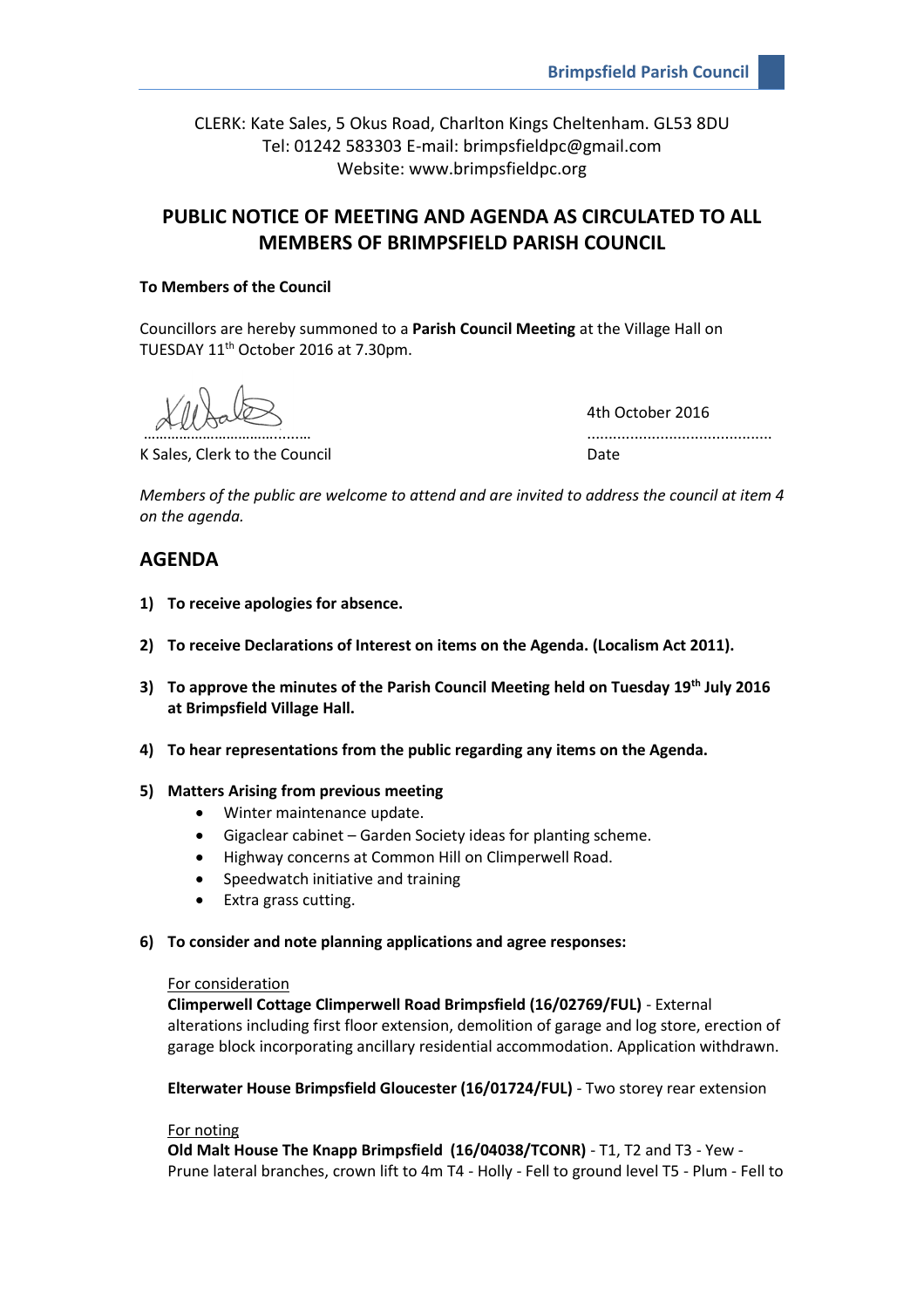CLERK: Kate Sales, 5 Okus Road, Charlton Kings Cheltenham. GL53 8DU
Tel: 01242 583303 E-mail: brimpsfieldpc@gmail.com
Website: www.brimpsfieldpc.org

# PUBLIC NOTICE OF MEETING AND AGENDA AS CIRCULATED TO ALL MEMBERS OF BRIMPSFIELD PARISH COUNCIL

**To Members of the Council**

Councillors are hereby summoned to a **Parish Council Meeting** at the Village Hall on TUESDAY 11th October 2016 at 7.30pm.

……………………………………… ……………………………………
K Sales, Clerk to the Council

4th October 2016
……………………………………
Date

*Members of the public are welcome to attend and are invited to address the council at item 4 on the agenda.*

## AGENDA

1) **To receive apologies for absence.**

2) **To receive Declarations of Interest on items on the Agenda. (Localism Act 2011).**

3) **To approve the minutes of the Parish Council Meeting held on Tuesday 19th July 2016 at Brimpsfield Village Hall.**

4) **To hear representations from the public regarding any items on the Agenda.**

5) **Matters Arising from previous meeting**
   - Winter maintenance update.
   - Gigaclear cabinet – Garden Society ideas for planting scheme.
   - Highway concerns at Common Hill on Climperwell Road.
   - Speedwatch initiative and training
   - Extra grass cutting.

6) **To consider and note planning applications and agree responses:**

   For consideration

   **Climperwell Cottage Climperwell Road Brimpsfield (16/02769/FUL)** - External alterations including first floor extension, demolition of garage and log store, erection of garage block incorporating ancillary residential accommodation. Application withdrawn.

   **Elterwater House Brimpsfield Gloucester (16/01724/FUL)** - Two storey rear extension

   For noting

   **Old Malt House The Knapp Brimpsfield (16/04038/TCONR)** - T1, T2 and T3 - Yew - Prune lateral branches, crown lift to 4m T4 - Holly - Fell to ground level T5 - Plum - Fell to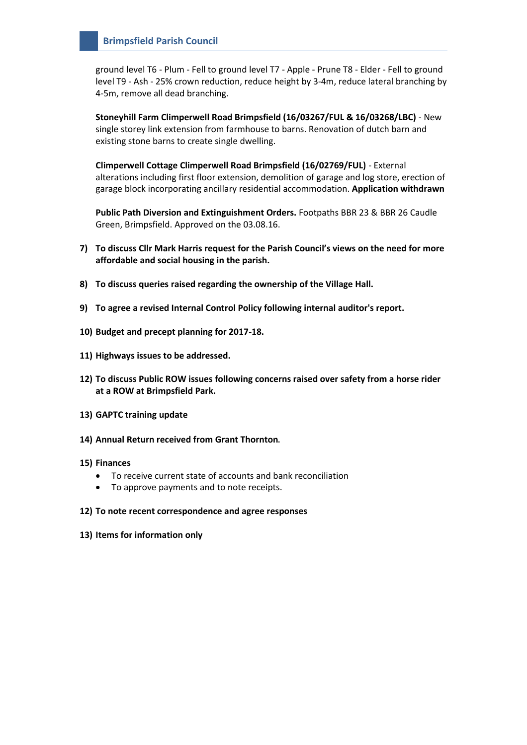ground level T6 - Plum - Fell to ground level T7 - Apple - Prune T8 - Elder - Fell to ground level T9 - Ash - 25% crown reduction, reduce height by 3-4m, reduce lateral branching by 4-5m, remove all dead branching.

**Stoneyhill Farm Climperwell Road Brimpsfield (16/03267/FUL & 16/03268/LBC)** - New single storey link extension from farmhouse to barns. Renovation of dutch barn and existing stone barns to create single dwelling.

**Climperwell Cottage Climperwell Road Brimpsfield (16/02769/FUL)** - External alterations including first floor extension, demolition of garage and log store, erection of garage block incorporating ancillary residential accommodation. **Application withdrawn**

**Public Path Diversion and Extinguishment Orders.** Footpaths BBR 23 & BBR 26 Caudle Green, Brimpsfield. Approved on the 03.08.16.

7) **To discuss Cllr Mark Harris request for the Parish Council's views on the need for more affordable and social housing in the parish.**

8) **To discuss queries raised regarding the ownership of the Village Hall.**

9) **To agree a revised Internal Control Policy following internal auditor's report.**

10) **Budget and precept planning for 2017-18.**

11) **Highways issues to be addressed.**

12) **To discuss Public ROW issues following concerns raised over safety from a horse rider at a ROW at Brimpsfield Park.**

13) **GAPTC training update**

14) **Annual Return received from Grant Thornton.**

15) **Finances**
    - To receive current state of accounts and bank reconciliation
    - To approve payments and to note receipts.

12) **To note recent correspondence and agree responses**

13) **Items for information only**